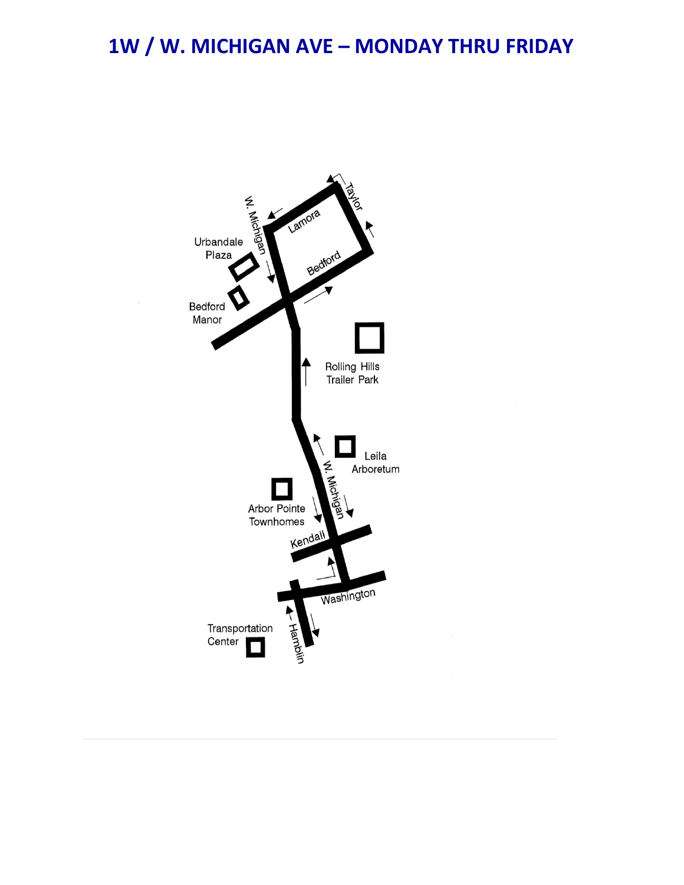# 1W / W. MICHIGAN AVE – MONDAY THRU FRIDAY

Taylor

W. Michigan

Lamora

Urbandale Plaza

Bedford

Bedford Manor

Rolling Hills Trailer Park

Leila Arboretum

W. Michigan

Arbor Pointe Townhomes

Kendall

Washington

Transportation Center

Hamblin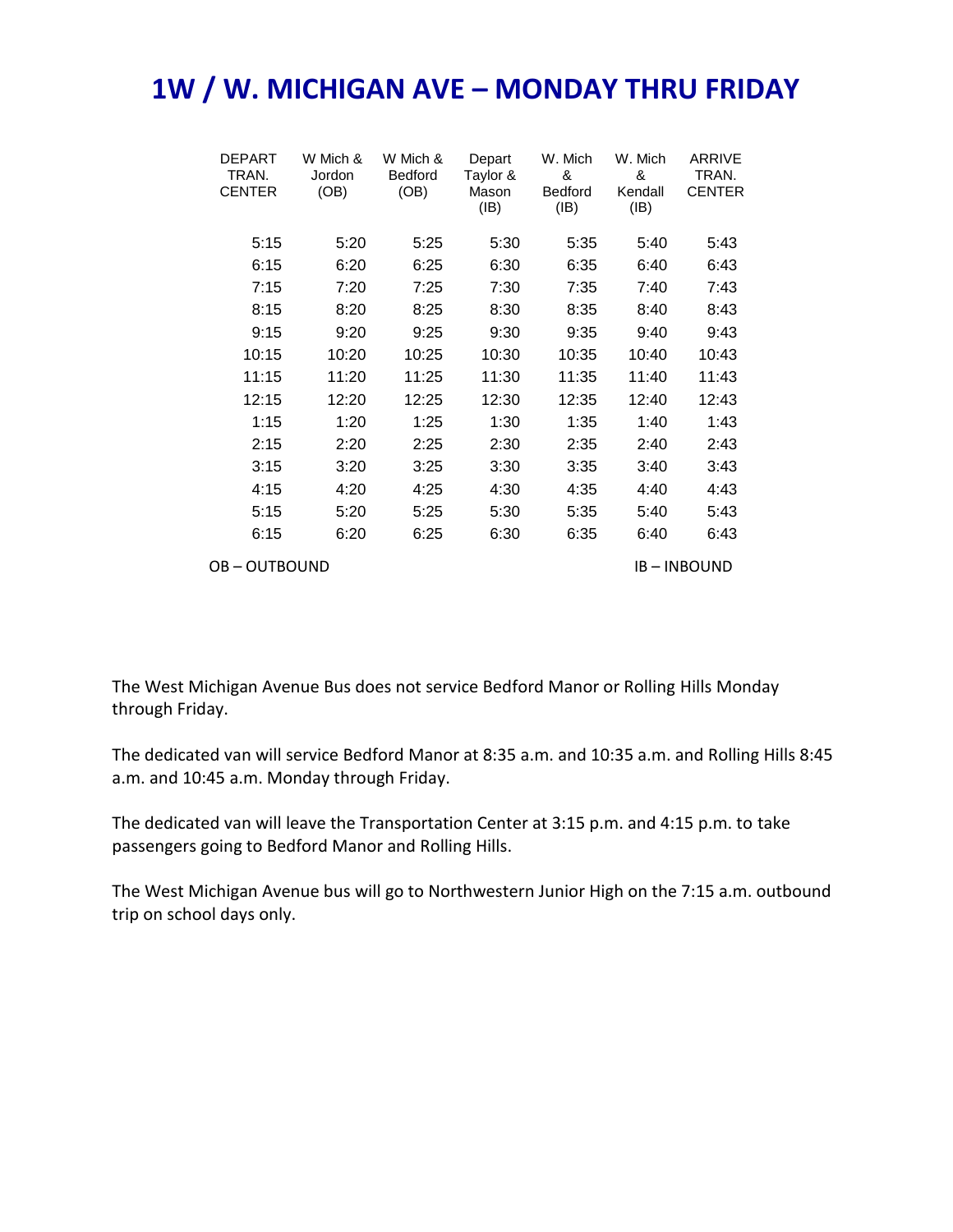# 1W / W. MICHIGAN AVE – MONDAY THRU FRIDAY

| DEPART TRAN. CENTER | W Mich & Jordon (OB) | W Mich & Bedford (OB) | Depart Taylor & Mason (IB) | W. Mich & Bedford (IB) | W. Mich & Kendall (IB) | ARRIVE TRAN. CENTER |
|---|---|---|---|---|---|---|
| 5:15 | 5:20 | 5:25 | 5:30 | 5:35 | 5:40 | 5:43 |
| 6:15 | 6:20 | 6:25 | 6:30 | 6:35 | 6:40 | 6:43 |
| 7:15 | 7:20 | 7:25 | 7:30 | 7:35 | 7:40 | 7:43 |
| 8:15 | 8:20 | 8:25 | 8:30 | 8:35 | 8:40 | 8:43 |
| 9:15 | 9:20 | 9:25 | 9:30 | 9:35 | 9:40 | 9:43 |
| 10:15 | 10:20 | 10:25 | 10:30 | 10:35 | 10:40 | 10:43 |
| 11:15 | 11:20 | 11:25 | 11:30 | 11:35 | 11:40 | 11:43 |
| 12:15 | 12:20 | 12:25 | 12:30 | 12:35 | 12:40 | 12:43 |
| 1:15 | 1:20 | 1:25 | 1:30 | 1:35 | 1:40 | 1:43 |
| 2:15 | 2:20 | 2:25 | 2:30 | 2:35 | 2:40 | 2:43 |
| 3:15 | 3:20 | 3:25 | 3:30 | 3:35 | 3:40 | 3:43 |
| 4:15 | 4:20 | 4:25 | 4:30 | 4:35 | 4:40 | 4:43 |
| 5:15 | 5:20 | 5:25 | 5:30 | 5:35 | 5:40 | 5:43 |
| 6:15 | 6:20 | 6:25 | 6:30 | 6:35 | 6:40 | 6:43 |

OB – OUTBOUND IB – INBOUND

The West Michigan Avenue Bus does not service Bedford Manor or Rolling Hills Monday through Friday.

The dedicated van will service Bedford Manor at 8:35 a.m. and 10:35 a.m. and Rolling Hills 8:45 a.m. and 10:45 a.m. Monday through Friday.

The dedicated van will leave the Transportation Center at 3:15 p.m. and 4:15 p.m. to take passengers going to Bedford Manor and Rolling Hills.

The West Michigan Avenue bus will go to Northwestern Junior High on the 7:15 a.m. outbound trip on school days only.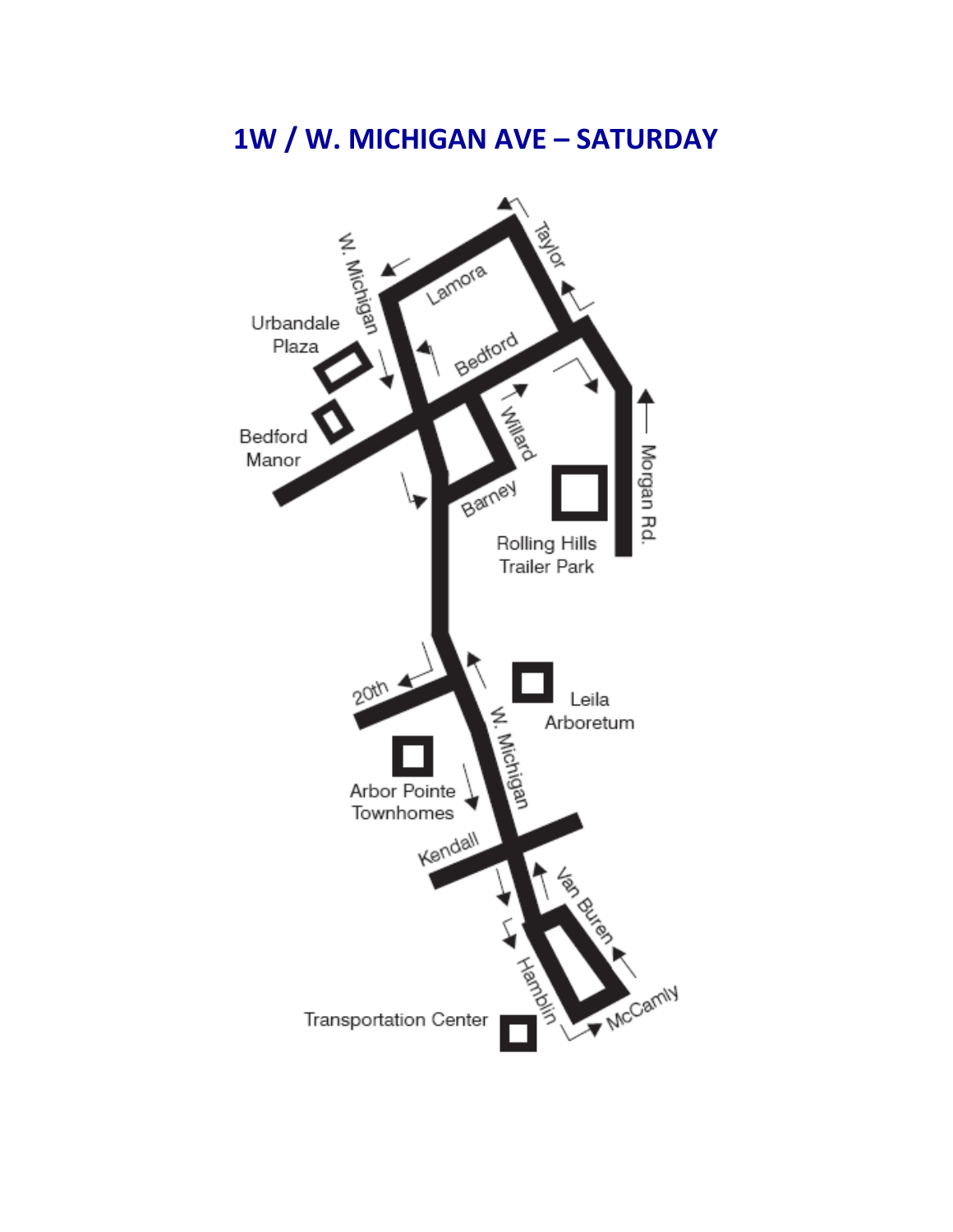# 1W / W. MICHIGAN AVE – SATURDAY

W. Michigan

Taylor

Lamora

Urbandale Plaza

Bedford

Bedford Manor

Willard

Morgan Rd.

Barney

Rolling Hills Trailer Park

20th

Leila Arboretum

W. Michigan

Arbor Pointe Townhomes

Kendall

Van Buren

Hamblin

McCamly

Transportation Center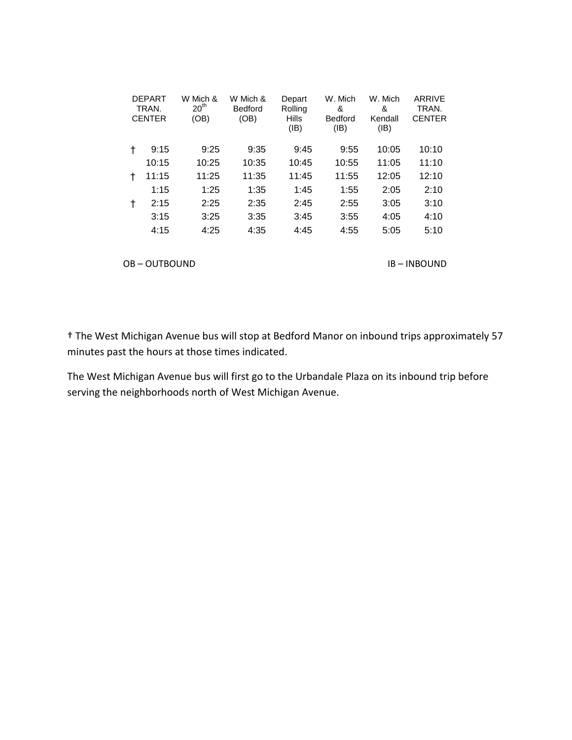| | DEPART TRAN. CENTER | W Mich & 20th (OB) | W Mich & Bedford (OB) | Depart Rolling Hills (IB) | W. Mich & Bedford (IB) | W. Mich & Kendall (IB) | ARRIVE TRAN. CENTER |
|---|---|---|---|---|---|---|---|
| † | 9:15 | 9:25 | 9:35 | 9:45 | 9:55 | 10:05 | 10:10 |
| | 10:15 | 10:25 | 10:35 | 10:45 | 10:55 | 11:05 | 11:10 |
| † | 11:15 | 11:25 | 11:35 | 11:45 | 11:55 | 12:05 | 12:10 |
| | 1:15 | 1:25 | 1:35 | 1:45 | 1:55 | 2:05 | 2:10 |
| † | 2:15 | 2:25 | 2:35 | 2:45 | 2:55 | 3:05 | 3:10 |
| | 3:15 | 3:25 | 3:35 | 3:45 | 3:55 | 4:05 | 4:10 |
| | 4:15 | 4:25 | 4:35 | 4:45 | 4:55 | 5:05 | 5:10 |

OB – OUTBOUND

IB – INBOUND

† The West Michigan Avenue bus will stop at Bedford Manor on inbound trips approximately 57 minutes past the hours at those times indicated.

The West Michigan Avenue bus will first go to the Urbandale Plaza on its inbound trip before serving the neighborhoods north of West Michigan Avenue.